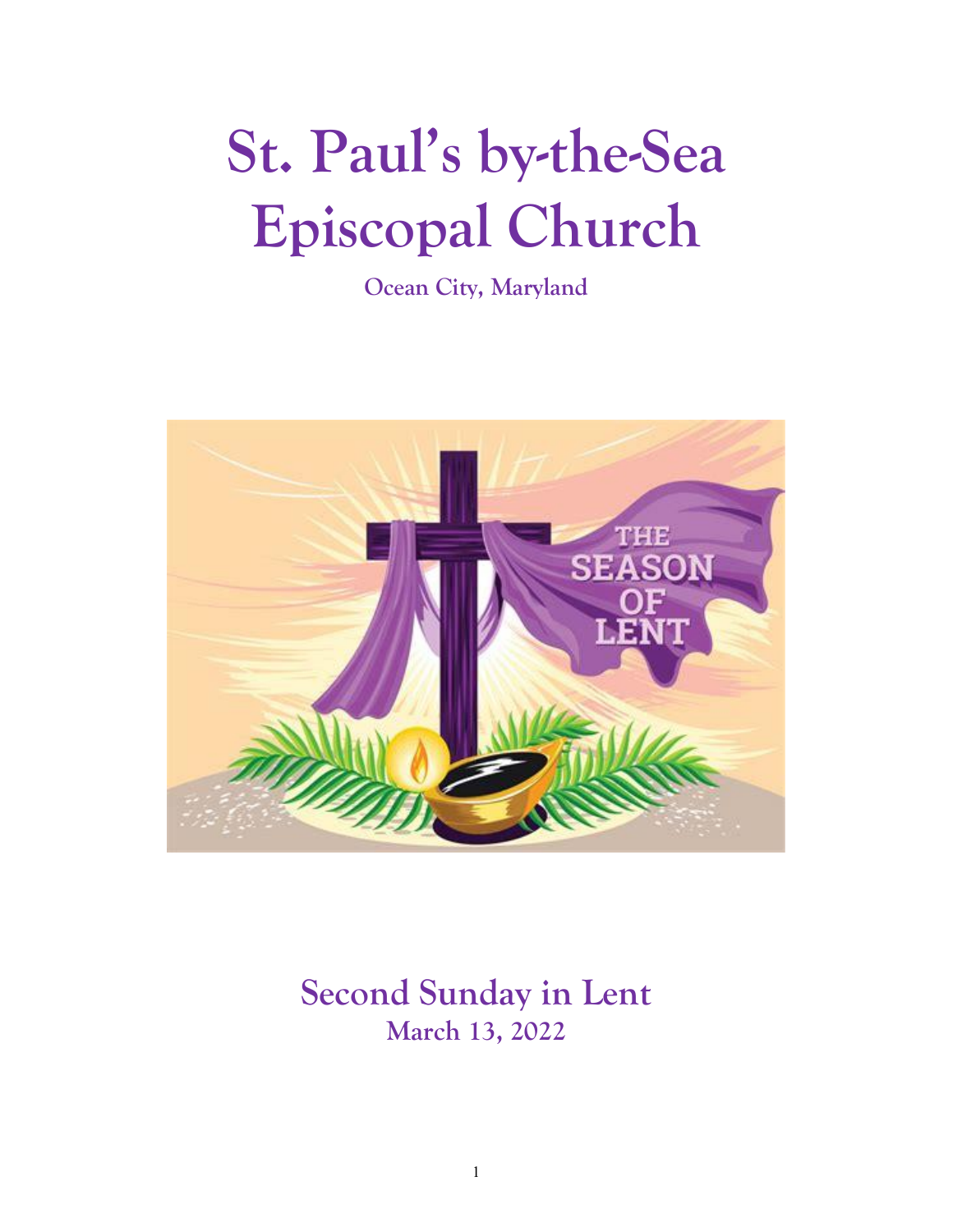# St. Paul's by-the-Sea Episcopal Church

**Ocean City, Maryland**

## Second Sunday in Lent

**March 13, 2022**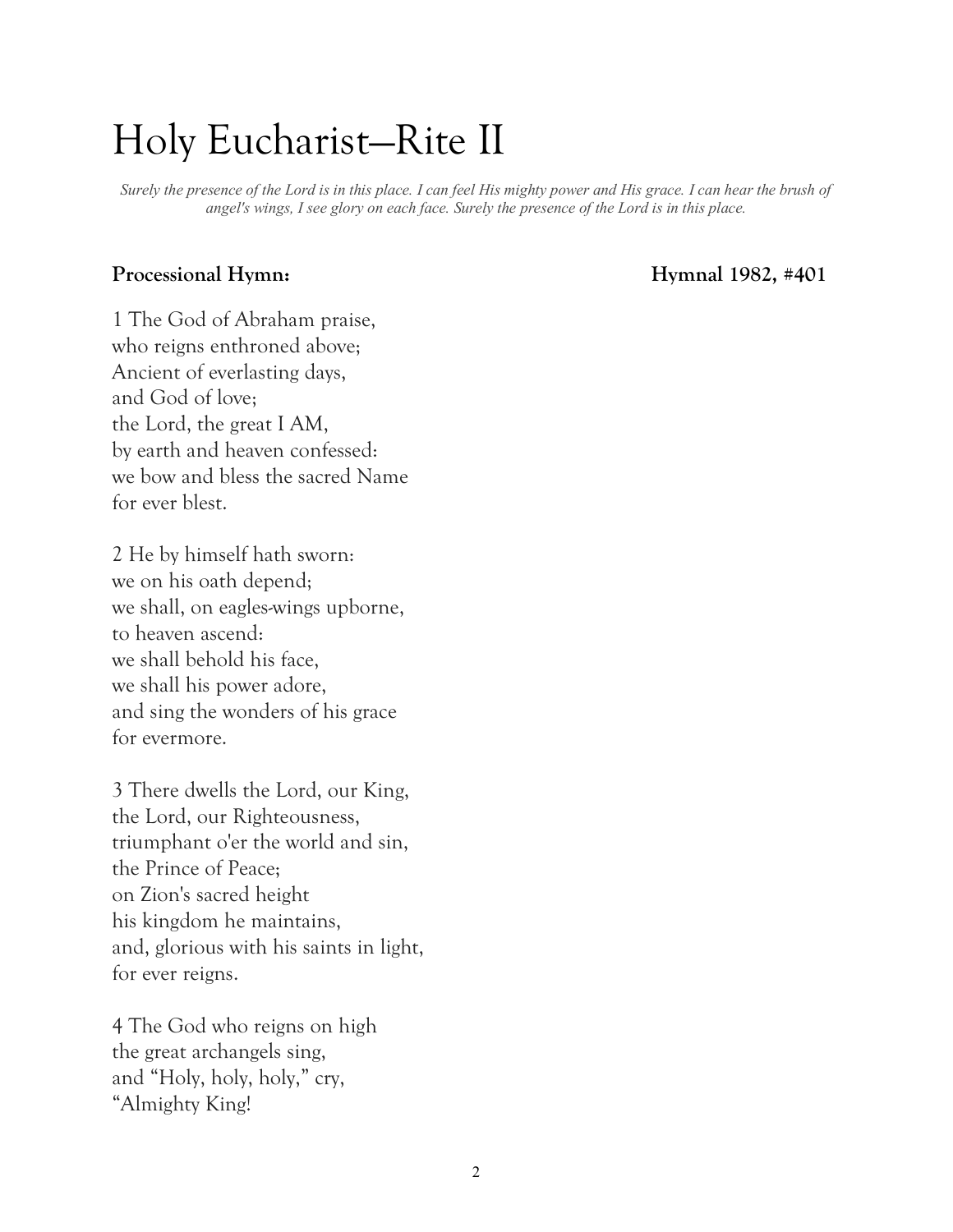# Holy Eucharist—Rite II

*Surely the presence of the Lord is in this place. I can feel His mighty power and His grace. I can hear the brush of angel's wings, I see glory on each face. Surely the presence of the Lord is in this place.*

**Processional Hymn:** **Hymnal 1982, #401**

1 The God of Abraham praise,
who reigns enthroned above;
Ancient of everlasting days,
and God of love;
the Lord, the great I AM,
by earth and heaven confessed:
we bow and bless the sacred Name
for ever blest.

2 He by himself hath sworn:
we on his oath depend;
we shall, on eagles-wings upborne,
to heaven ascend:
we shall behold his face,
we shall his power adore,
and sing the wonders of his grace
for evermore.

3 There dwells the Lord, our King,
the Lord, our Righteousness,
triumphant o'er the world and sin,
the Prince of Peace;
on Zion's sacred height
his kingdom he maintains,
and, glorious with his saints in light,
for ever reigns.

4 The God who reigns on high
the great archangels sing,
and "Holy, holy, holy," cry,
"Almighty King!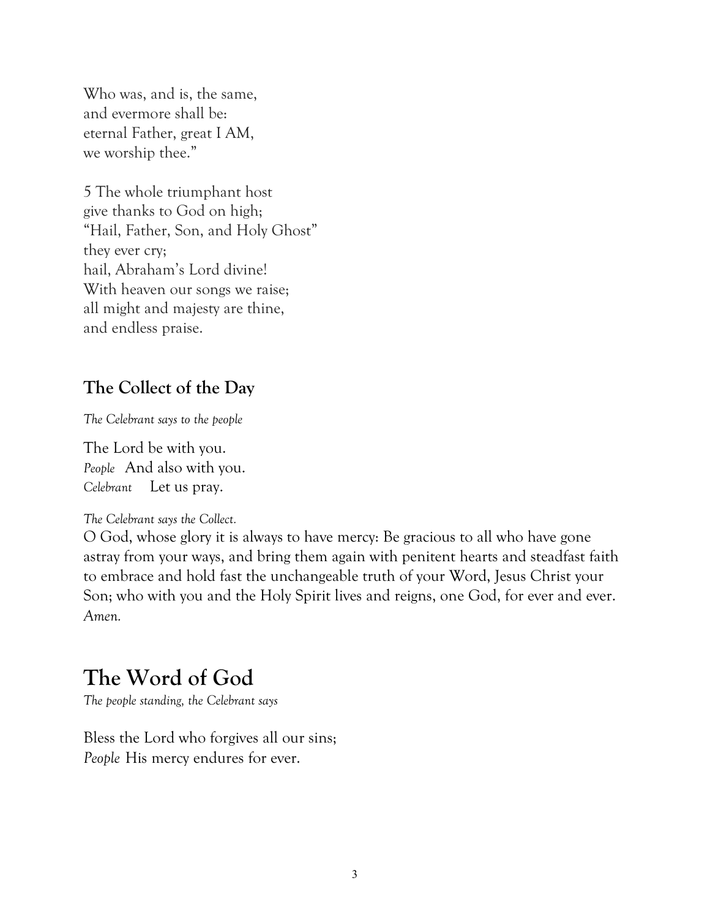Who was, and is, the same,  
and evermore shall be:  
eternal Father, great I AM,  
we worship thee."

5 The whole triumphant host  
give thanks to God on high;  
"Hail, Father, Son, and Holy Ghost"  
they ever cry;  
hail, Abraham's Lord divine!  
With heaven our songs we raise;  
all might and majesty are thine,  
and endless praise.

## The Collect of the Day

*The Celebrant says to the people*

The Lord be with you.  
*People* And also with you.  
*Celebrant* Let us pray.

*The Celebrant says the Collect.*  
O God, whose glory it is always to have mercy: Be gracious to all who have gone astray from your ways, and bring them again with penitent hearts and steadfast faith to embrace and hold fast the unchangeable truth of your Word, Jesus Christ your Son; who with you and the Holy Spirit lives and reigns, one God, for ever and ever. *Amen.*

# The Word of God

*The people standing, the Celebrant says*

Bless the Lord who forgives all our sins;  
*People* His mercy endures for ever.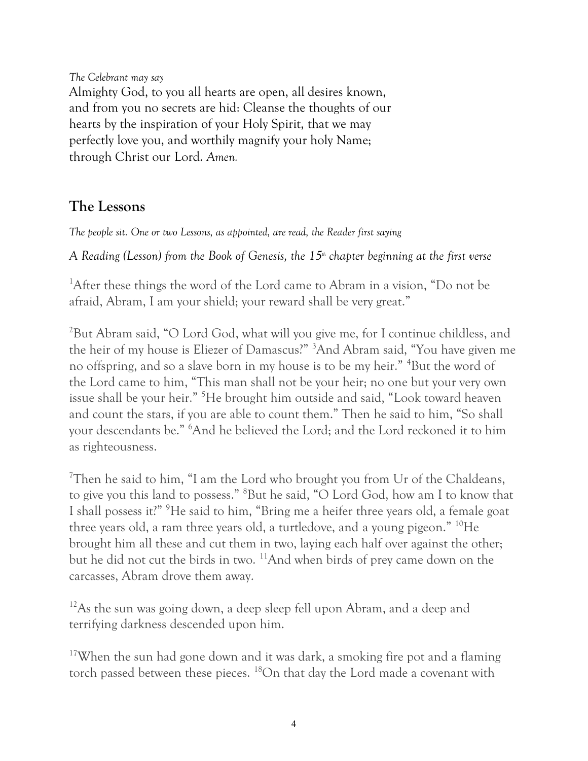*The Celebrant may say*

Almighty God, to you all hearts are open, all desires known, and from you no secrets are hid: Cleanse the thoughts of our hearts by the inspiration of your Holy Spirit, that we may perfectly love you, and worthily magnify your holy Name; through Christ our Lord. *Amen.*

## The Lessons

*The people sit. One or two Lessons, as appointed, are read, the Reader first saying*

*A Reading (Lesson) from the Book of Genesis, the 15th chapter beginning at the first verse*

[1]After these things the word of the Lord came to Abram in a vision, "Do not be afraid, Abram, I am your shield; your reward shall be very great."

[2]But Abram said, "O Lord God, what will you give me, for I continue childless, and the heir of my house is Eliezer of Damascus?" [3]And Abram said, "You have given me no offspring, and so a slave born in my house is to be my heir." [4]But the word of the Lord came to him, "This man shall not be your heir; no one but your very own issue shall be your heir." [5]He brought him outside and said, "Look toward heaven and count the stars, if you are able to count them." Then he said to him, "So shall your descendants be." [6]And he believed the Lord; and the Lord reckoned it to him as righteousness.

[7]Then he said to him, "I am the Lord who brought you from Ur of the Chaldeans, to give you this land to possess." [8]But he said, "O Lord God, how am I to know that I shall possess it?" [9]He said to him, "Bring me a heifer three years old, a female goat three years old, a ram three years old, a turtledove, and a young pigeon." [10]He brought him all these and cut them in two, laying each half over against the other; but he did not cut the birds in two. [11]And when birds of prey came down on the carcasses, Abram drove them away.

[12]As the sun was going down, a deep sleep fell upon Abram, and a deep and terrifying darkness descended upon him.

[17]When the sun had gone down and it was dark, a smoking fire pot and a flaming torch passed between these pieces. [18]On that day the Lord made a covenant with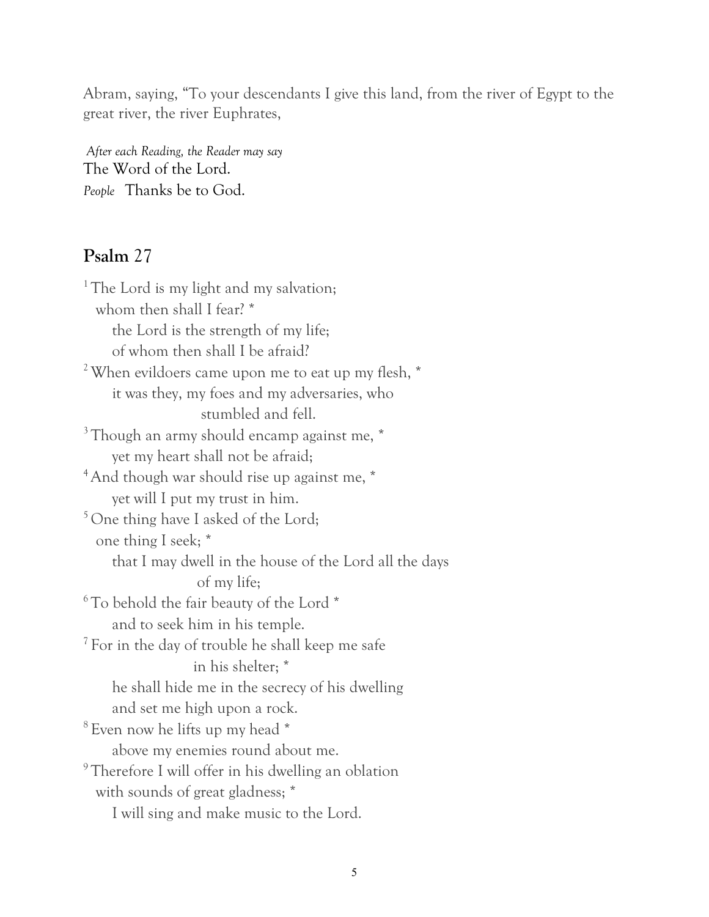Abram, saying, "To your descendants I give this land, from the river of Egypt to the great river, the river Euphrates,

*After each Reading, the Reader may say*
The Word of the Lord.
*People* Thanks be to God.

## **Psalm** 27

[1] The Lord is my light and my salvation;
  whom then shall I fear? *
    the Lord is the strength of my life;
    of whom then shall I be afraid?
[2] When evildoers came upon me to eat up my flesh, *
    it was they, my foes and my adversaries, who
        stumbled and fell.
[3] Though an army should encamp against me, *
    yet my heart shall not be afraid;
[4] And though war should rise up against me, *
    yet will I put my trust in him.
[5] One thing have I asked of the Lord;
  one thing I seek; *
    that I may dwell in the house of the Lord all the days
        of my life;
[6] To behold the fair beauty of the Lord *
    and to seek him in his temple.
[7] For in the day of trouble he shall keep me safe
        in his shelter; *
    he shall hide me in the secrecy of his dwelling
    and set me high upon a rock.
[8] Even now he lifts up my head *
    above my enemies round about me.
[9] Therefore I will offer in his dwelling an oblation
  with sounds of great gladness; *
    I will sing and make music to the Lord.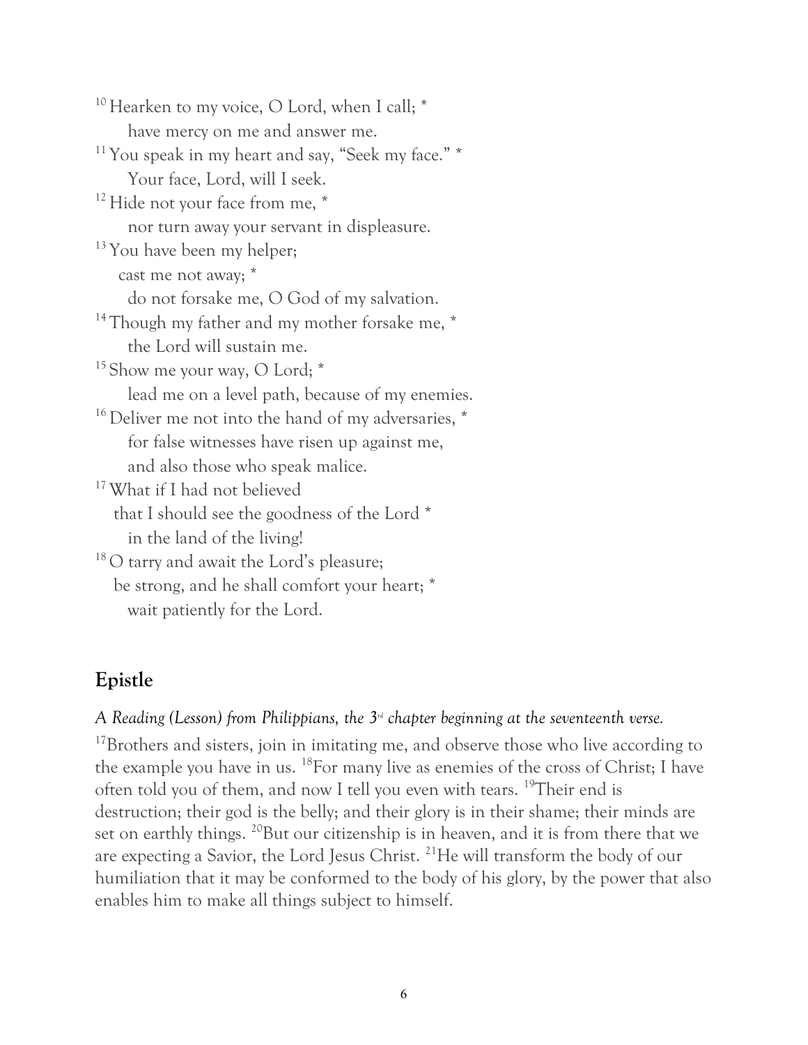[10] Hearken to my voice, O Lord, when I call; *
    have mercy on me and answer me.
[11] You speak in my heart and say, "Seek my face." *
    Your face, Lord, will I seek.
[12] Hide not your face from me, *
    nor turn away your servant in displeasure.
[13] You have been my helper;
  cast me not away; *
    do not forsake me, O God of my salvation.
[14] Though my father and my mother forsake me, *
    the Lord will sustain me.
[15] Show me your way, O Lord; *
    lead me on a level path, because of my enemies.
[16] Deliver me not into the hand of my adversaries, *
    for false witnesses have risen up against me,
    and also those who speak malice.
[17] What if I had not believed
  that I should see the goodness of the Lord *
    in the land of the living!
[18] O tarry and await the Lord's pleasure;
  be strong, and he shall comfort your heart; *
    wait patiently for the Lord.

## Epistle

*A Reading (Lesson) from Philippians, the 3rd chapter beginning at the seventeenth verse.*

[17]Brothers and sisters, join in imitating me, and observe those who live according to the example you have in us. [18]For many live as enemies of the cross of Christ; I have often told you of them, and now I tell you even with tears. [19]Their end is destruction; their god is the belly; and their glory is in their shame; their minds are set on earthly things. [20]But our citizenship is in heaven, and it is from there that we are expecting a Savior, the Lord Jesus Christ. [21]He will transform the body of our humiliation that it may be conformed to the body of his glory, by the power that also enables him to make all things subject to himself.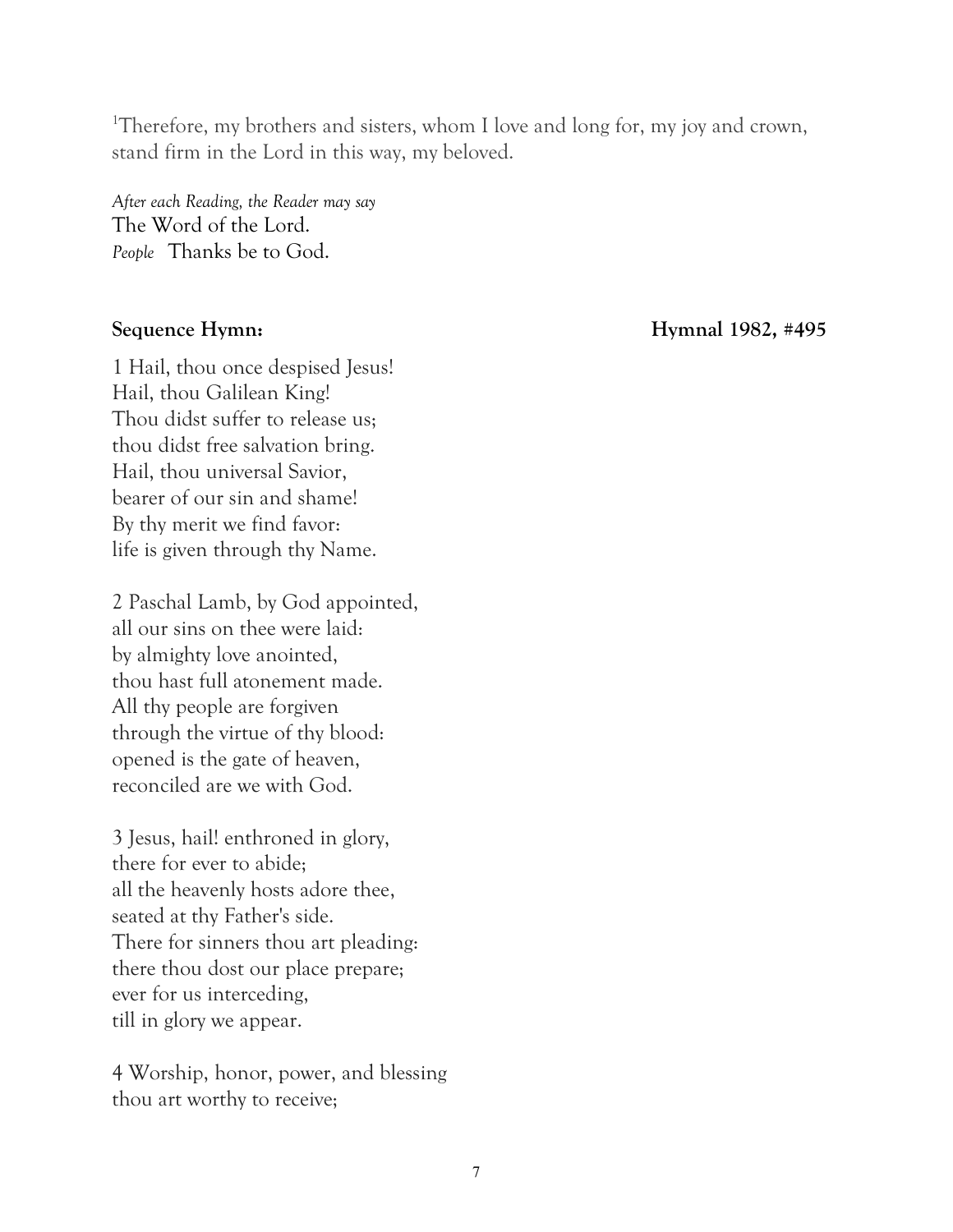[1]Therefore, my brothers and sisters, whom I love and long for, my joy and crown, stand firm in the Lord in this way, my beloved.

*After each Reading, the Reader may say*
The Word of the Lord.
*People* Thanks be to God.

**Sequence Hymn: Hymnal 1982, #495**

1 Hail, thou once despised Jesus!
Hail, thou Galilean King!
Thou didst suffer to release us;
thou didst free salvation bring.
Hail, thou universal Savior,
bearer of our sin and shame!
By thy merit we find favor:
life is given through thy Name.

2 Paschal Lamb, by God appointed,
all our sins on thee were laid:
by almighty love anointed,
thou hast full atonement made.
All thy people are forgiven
through the virtue of thy blood:
opened is the gate of heaven,
reconciled are we with God.

3 Jesus, hail! enthroned in glory,
there for ever to abide;
all the heavenly hosts adore thee,
seated at thy Father's side.
There for sinners thou art pleading:
there thou dost our place prepare;
ever for us interceding,
till in glory we appear.

4 Worship, honor, power, and blessing
thou art worthy to receive;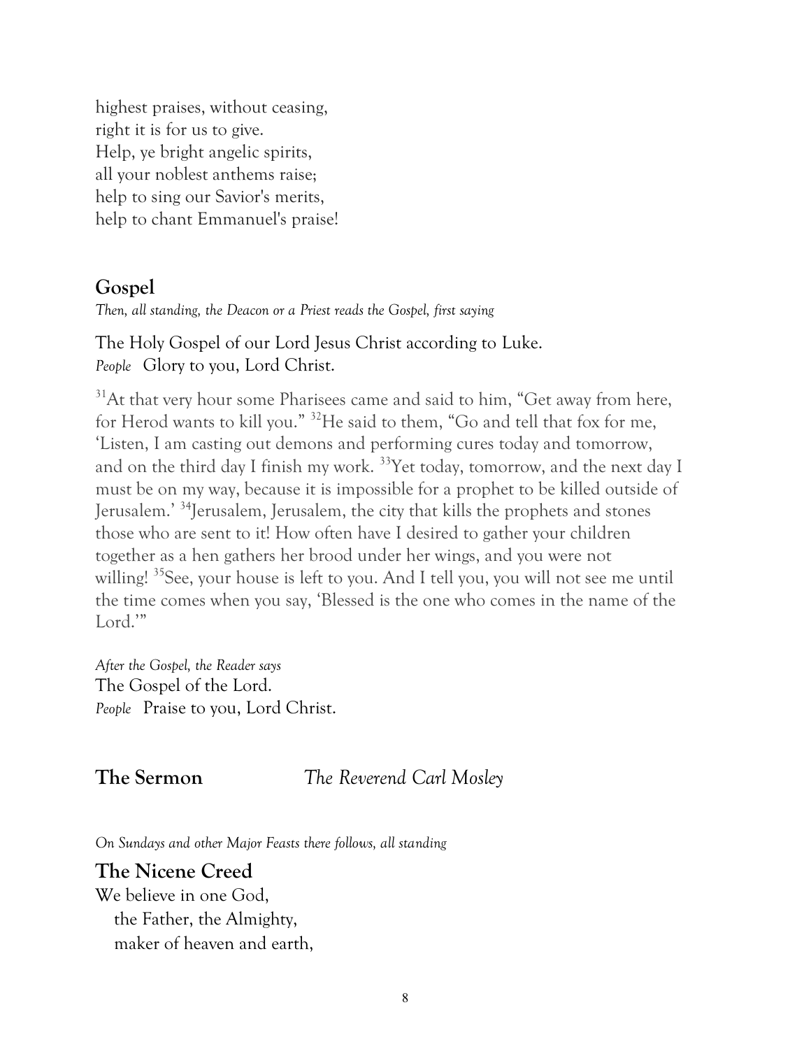highest praises, without ceasing,  
right it is for us to give.  
Help, ye bright angelic spirits,  
all your noblest anthems raise;  
help to sing our Savior's merits,  
help to chant Emmanuel's praise!

## Gospel

*Then, all standing, the Deacon or a Priest reads the Gospel, first saying*

The Holy Gospel of our Lord Jesus Christ according to Luke.  
*People* Glory to you, Lord Christ.

[31]At that very hour some Pharisees came and said to him, "Get away from here, for Herod wants to kill you." [32]He said to them, "Go and tell that fox for me, 'Listen, I am casting out demons and performing cures today and tomorrow, and on the third day I finish my work. [33]Yet today, tomorrow, and the next day I must be on my way, because it is impossible for a prophet to be killed outside of Jerusalem.' [34]Jerusalem, Jerusalem, the city that kills the prophets and stones those who are sent to it! How often have I desired to gather your children together as a hen gathers her brood under her wings, and you were not willing! [35]See, your house is left to you. And I tell you, you will not see me until the time comes when you say, 'Blessed is the one who comes in the name of the Lord.'"

*After the Gospel, the Reader says*  
The Gospel of the Lord.  
*People* Praise to you, Lord Christ.

## The Sermon *The Reverend Carl Mosley*

*On Sundays and other Major Feasts there follows, all standing*

## The Nicene Creed

We believe in one God,  
 the Father, the Almighty,  
 maker of heaven and earth,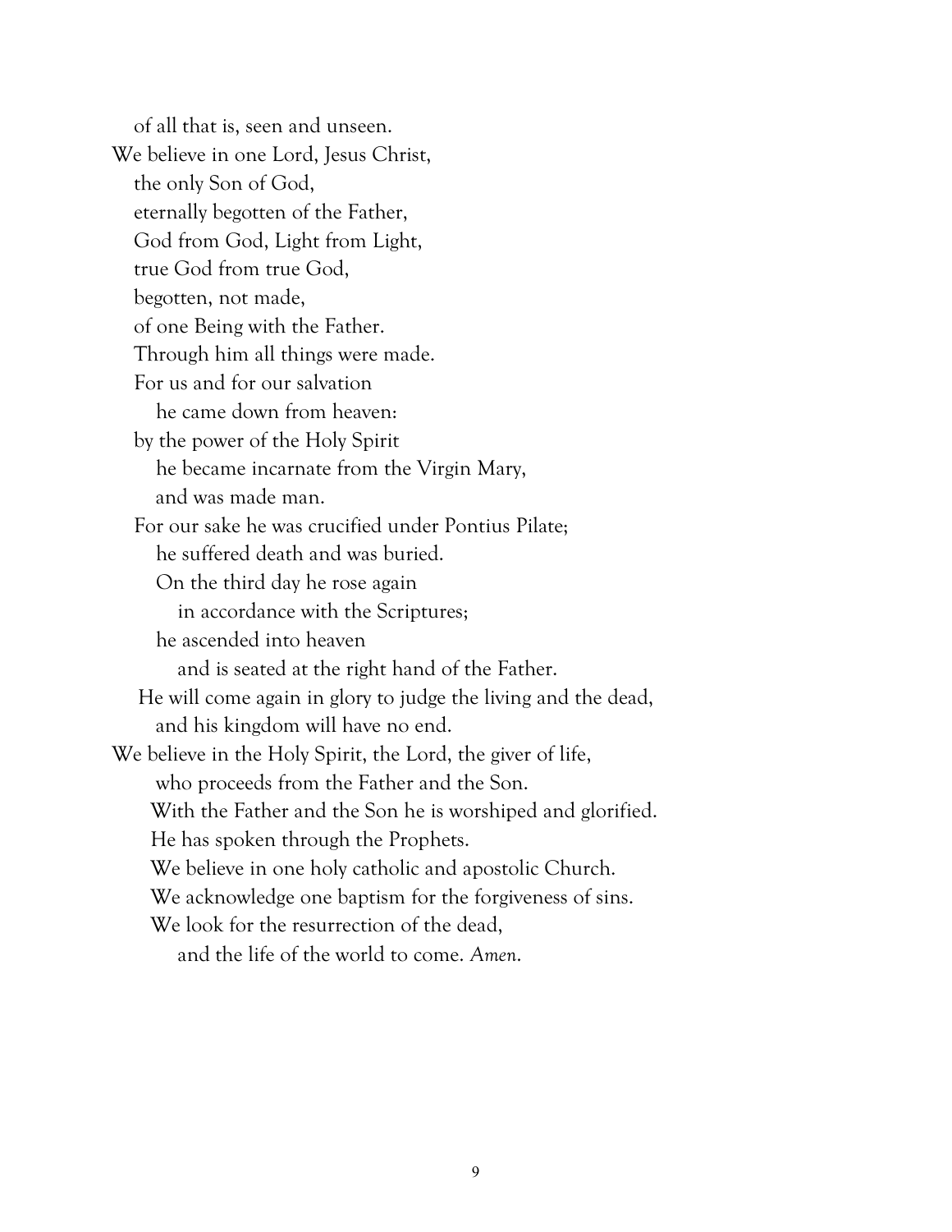of all that is, seen and unseen.
We believe in one Lord, Jesus Christ,
the only Son of God,
eternally begotten of the Father,
God from God, Light from Light,
true God from true God,
begotten, not made,
of one Being with the Father.
Through him all things were made.
For us and for our salvation
he came down from heaven:
by the power of the Holy Spirit
he became incarnate from the Virgin Mary,
and was made man.
For our sake he was crucified under Pontius Pilate;
he suffered death and was buried.
On the third day he rose again
in accordance with the Scriptures;
he ascended into heaven
and is seated at the right hand of the Father.
He will come again in glory to judge the living and the dead,
and his kingdom will have no end.
We believe in the Holy Spirit, the Lord, the giver of life,
who proceeds from the Father and the Son.
With the Father and the Son he is worshiped and glorified.
He has spoken through the Prophets.
We believe in one holy catholic and apostolic Church.
We acknowledge one baptism for the forgiveness of sins.
We look for the resurrection of the dead,
and the life of the world to come. *Amen.*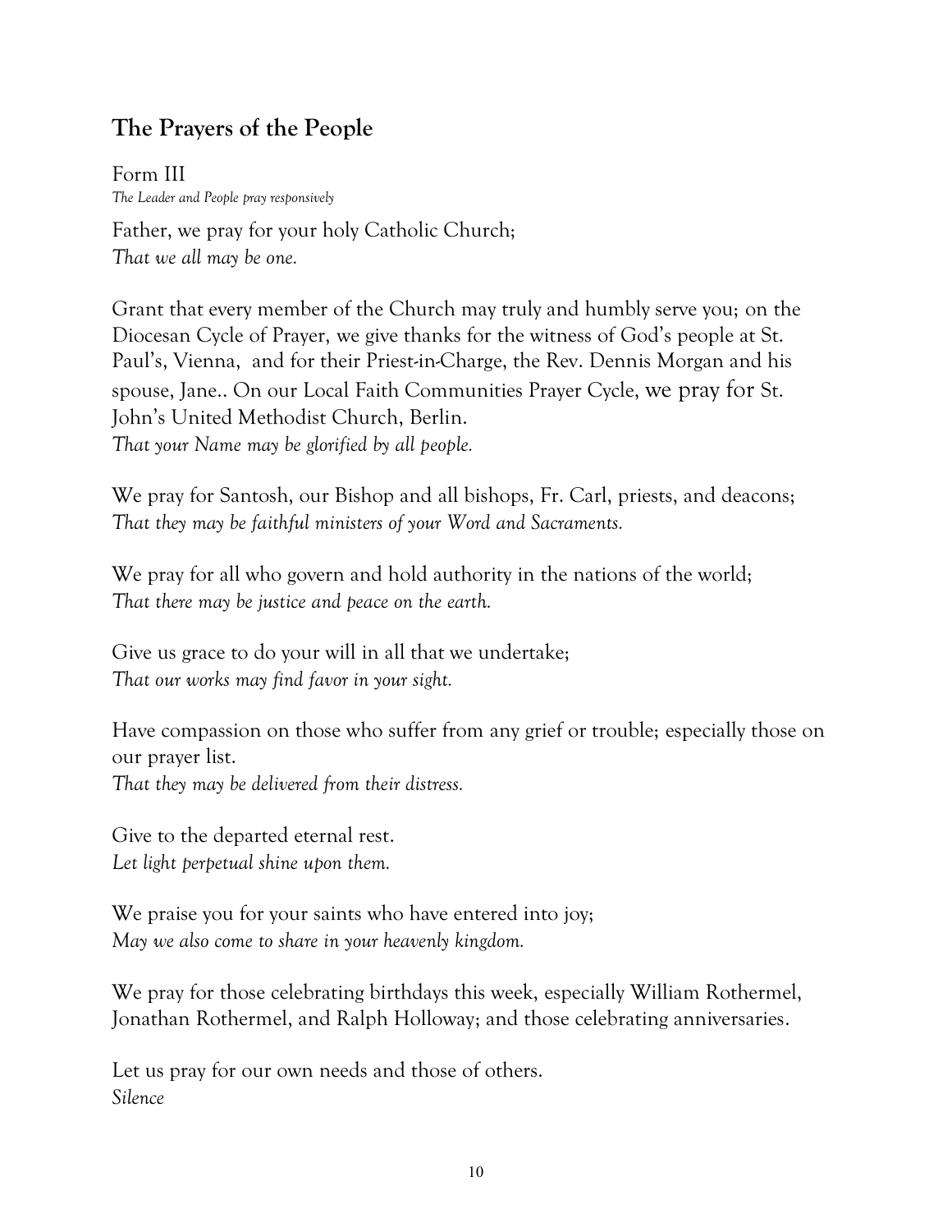## The Prayers of the People

Form III

*The Leader and People pray responsively*

Father, we pray for your holy Catholic Church;
*That we all may be one.*

Grant that every member of the Church may truly and humbly serve you; on the Diocesan Cycle of Prayer, we give thanks for the witness of God's people at St. Paul's, Vienna, and for their Priest-in-Charge, the Rev. Dennis Morgan and his spouse, Jane.. On our Local Faith Communities Prayer Cycle, we pray for St. John's United Methodist Church, Berlin.
*That your Name may be glorified by all people.*

We pray for Santosh, our Bishop and all bishops, Fr. Carl, priests, and deacons;
*That they may be faithful ministers of your Word and Sacraments.*

We pray for all who govern and hold authority in the nations of the world;
*That there may be justice and peace on the earth.*

Give us grace to do your will in all that we undertake;
*That our works may find favor in your sight.*

Have compassion on those who suffer from any grief or trouble; especially those on our prayer list.
*That they may be delivered from their distress.*

Give to the departed eternal rest.
*Let light perpetual shine upon them.*

We praise you for your saints who have entered into joy;
*May we also come to share in your heavenly kingdom.*

We pray for those celebrating birthdays this week, especially William Rothermel, Jonathan Rothermel, and Ralph Holloway; and those celebrating anniversaries.

Let us pray for our own needs and those of others.
*Silence*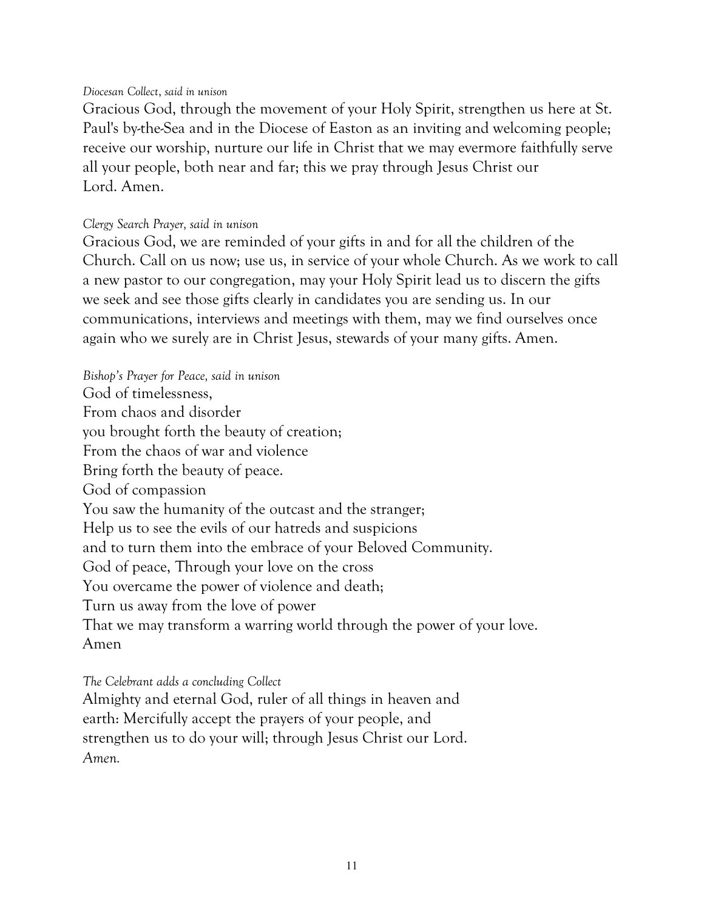*Diocesan Collect, said in unison*

Gracious God, through the movement of your Holy Spirit, strengthen us here at St. Paul's by-the-Sea and in the Diocese of Easton as an inviting and welcoming people; receive our worship, nurture our life in Christ that we may evermore faithfully serve all your people, both near and far; this we pray through Jesus Christ our Lord. Amen.

*Clergy Search Prayer, said in unison*

Gracious God, we are reminded of your gifts in and for all the children of the Church. Call on us now; use us, in service of your whole Church. As we work to call a new pastor to our congregation, may your Holy Spirit lead us to discern the gifts we seek and see those gifts clearly in candidates you are sending us. In our communications, interviews and meetings with them, may we find ourselves once again who we surely are in Christ Jesus, stewards of your many gifts. Amen.

*Bishop's Prayer for Peace, said in unison*

God of timelessness,
From chaos and disorder
you brought forth the beauty of creation;
From the chaos of war and violence
Bring forth the beauty of peace.
God of compassion
You saw the humanity of the outcast and the stranger;
Help us to see the evils of our hatreds and suspicions
and to turn them into the embrace of your Beloved Community.
God of peace, Through your love on the cross
You overcame the power of violence and death;
Turn us away from the love of power
That we may transform a warring world through the power of your love.
Amen

*The Celebrant adds a concluding Collect*

Almighty and eternal God, ruler of all things in heaven and earth: Mercifully accept the prayers of your people, and strengthen us to do your will; through Jesus Christ our Lord.
*Amen.*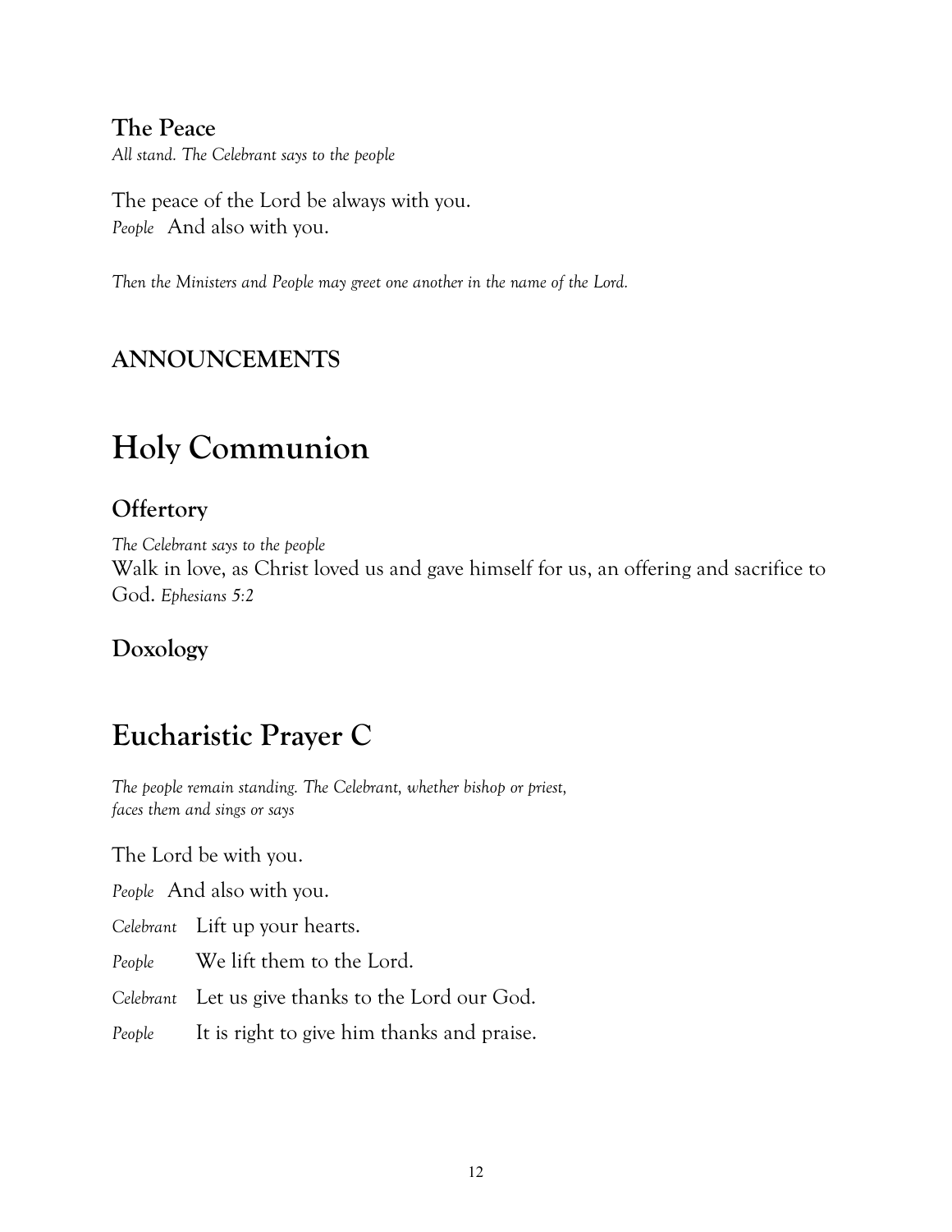### The Peace

*All stand. The Celebrant says to the people*

The peace of the Lord be always with you.
*People* And also with you.

*Then the Ministers and People may greet one another in the name of the Lord.*

### ANNOUNCEMENTS

# Holy Communion

### Offertory

*The Celebrant says to the people*
Walk in love, as Christ loved us and gave himself for us, an offering and sacrifice to God. *Ephesians 5:2*

### Doxology

# Eucharistic Prayer C

*The people remain standing. The Celebrant, whether bishop or priest, faces them and sings or says*

The Lord be with you.

*People* And also with you.

*Celebrant* Lift up your hearts.

*People* We lift them to the Lord.

*Celebrant* Let us give thanks to the Lord our God.

*People* It is right to give him thanks and praise.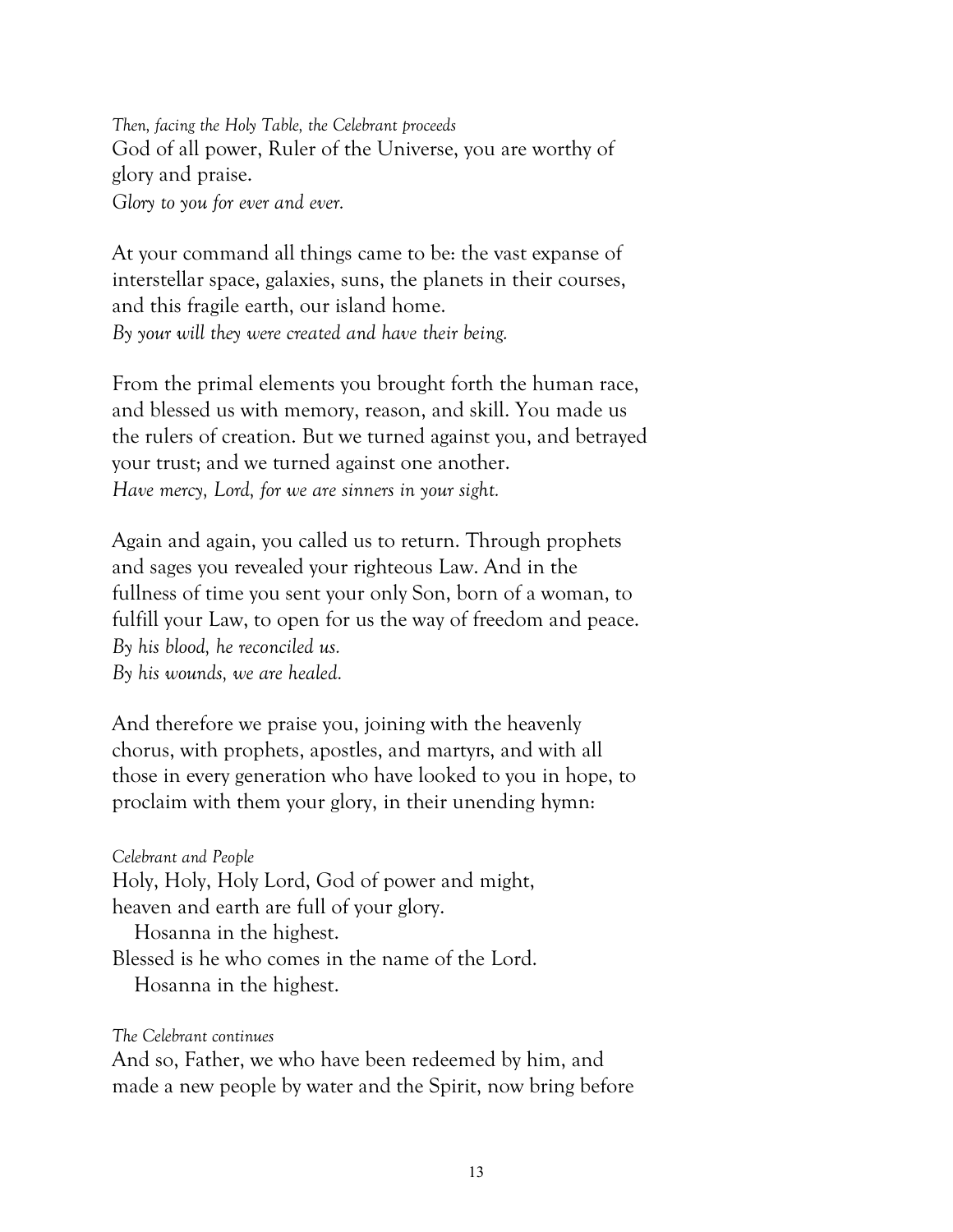*Then, facing the Holy Table, the Celebrant proceeds*

God of all power, Ruler of the Universe, you are worthy of glory and praise.
*Glory to you for ever and ever.*

At your command all things came to be: the vast expanse of interstellar space, galaxies, suns, the planets in their courses, and this fragile earth, our island home.
*By your will they were created and have their being.*

From the primal elements you brought forth the human race, and blessed us with memory, reason, and skill. You made us the rulers of creation. But we turned against you, and betrayed your trust; and we turned against one another.
*Have mercy, Lord, for we are sinners in your sight.*

Again and again, you called us to return. Through prophets and sages you revealed your righteous Law. And in the fullness of time you sent your only Son, born of a woman, to fulfill your Law, to open for us the way of freedom and peace.
*By his blood, he reconciled us.*
*By his wounds, we are healed.*

And therefore we praise you, joining with the heavenly chorus, with prophets, apostles, and martyrs, and with all those in every generation who have looked to you in hope, to proclaim with them your glory, in their unending hymn:

*Celebrant and People*

Holy, Holy, Holy Lord, God of power and might,
heaven and earth are full of your glory.
   Hosanna in the highest.
Blessed is he who comes in the name of the Lord.
   Hosanna in the highest.

*The Celebrant continues*

And so, Father, we who have been redeemed by him, and made a new people by water and the Spirit, now bring before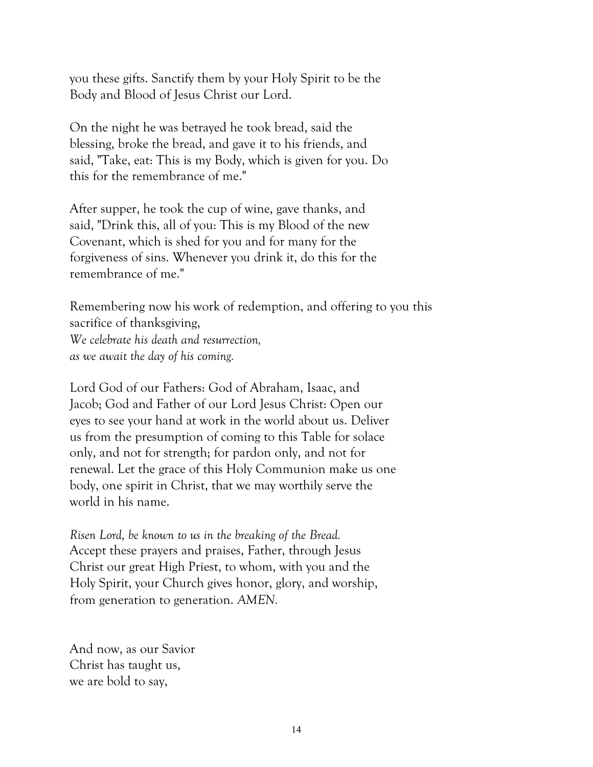you these gifts. Sanctify them by your Holy Spirit to be the Body and Blood of Jesus Christ our Lord.

On the night he was betrayed he took bread, said the blessing, broke the bread, and gave it to his friends, and said, "Take, eat: This is my Body, which is given for you. Do this for the remembrance of me."

After supper, he took the cup of wine, gave thanks, and said, "Drink this, all of you: This is my Blood of the new Covenant, which is shed for you and for many for the forgiveness of sins. Whenever you drink it, do this for the remembrance of me."

Remembering now his work of redemption, and offering to you this sacrifice of thanksgiving,
*We celebrate his death and resurrection,*
*as we await the day of his coming.*

Lord God of our Fathers: God of Abraham, Isaac, and Jacob; God and Father of our Lord Jesus Christ: Open our eyes to see your hand at work in the world about us. Deliver us from the presumption of coming to this Table for solace only, and not for strength; for pardon only, and not for renewal. Let the grace of this Holy Communion make us one body, one spirit in Christ, that we may worthily serve the world in his name.

*Risen Lord, be known to us in the breaking of the Bread.*
Accept these prayers and praises, Father, through Jesus Christ our great High Priest, to whom, with you and the Holy Spirit, your Church gives honor, glory, and worship, from generation to generation. *AMEN.*

And now, as our Savior
Christ has taught us,
we are bold to say,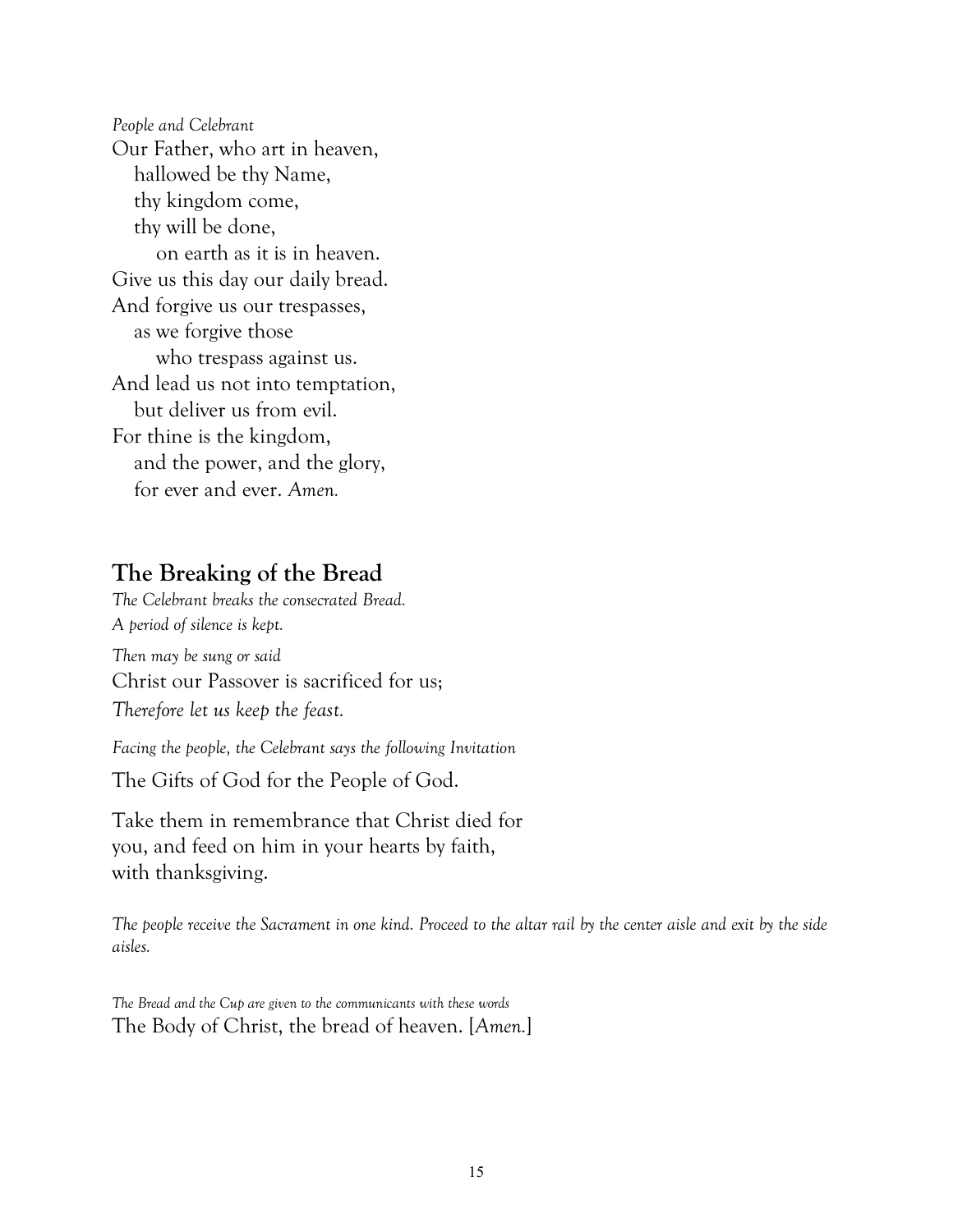*People and Celebrant*

Our Father, who art in heaven,
hallowed be thy Name,
thy kingdom come,
thy will be done,
on earth as it is in heaven.
Give us this day our daily bread.
And forgive us our trespasses,
as we forgive those
who trespass against us.
And lead us not into temptation,
but deliver us from evil.
For thine is the kingdom,
and the power, and the glory,
for ever and ever. *Amen.*

## The Breaking of the Bread

*The Celebrant breaks the consecrated Bread.*
*A period of silence is kept.*

*Then may be sung or said*

Christ our Passover is sacrificed for us;
*Therefore let us keep the feast.*

*Facing the people, the Celebrant says the following Invitation*

The Gifts of God for the People of God.

Take them in remembrance that Christ died for you, and feed on him in your hearts by faith, with thanksgiving.

*The people receive the Sacrament in one kind. Proceed to the altar rail by the center aisle and exit by the side aisles.*

*The Bread and the Cup are given to the communicants with these words*

The Body of Christ, the bread of heaven. [*Amen.*]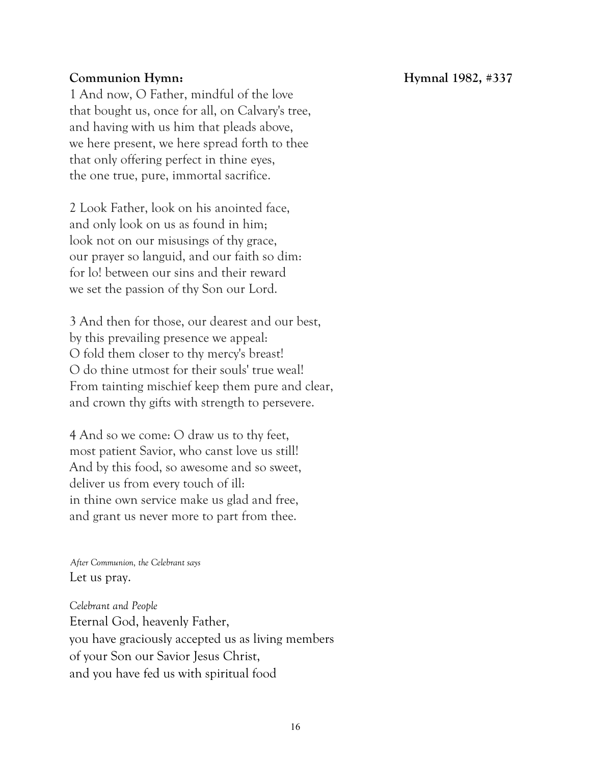**Communion Hymn:** **Hymnal 1982, #337**

1 And now, O Father, mindful of the love
that bought us, once for all, on Calvary's tree,
and having with us him that pleads above,
we here present, we here spread forth to thee
that only offering perfect in thine eyes,
the one true, pure, immortal sacrifice.

2 Look Father, look on his anointed face,
and only look on us as found in him;
look not on our misusings of thy grace,
our prayer so languid, and our faith so dim:
for lo! between our sins and their reward
we set the passion of thy Son our Lord.

3 And then for those, our dearest and our best,
by this prevailing presence we appeal:
O fold them closer to thy mercy's breast!
O do thine utmost for their souls' true weal!
From tainting mischief keep them pure and clear,
and crown thy gifts with strength to persevere.

4 And so we come: O draw us to thy feet,
most patient Savior, who canst love us still!
And by this food, so awesome and so sweet,
deliver us from every touch of ill:
in thine own service make us glad and free,
and grant us never more to part from thee.

*After Communion, the Celebrant says*
Let us pray.

*Celebrant and People*
Eternal God, heavenly Father,
you have graciously accepted us as living members
of your Son our Savior Jesus Christ,
and you have fed us with spiritual food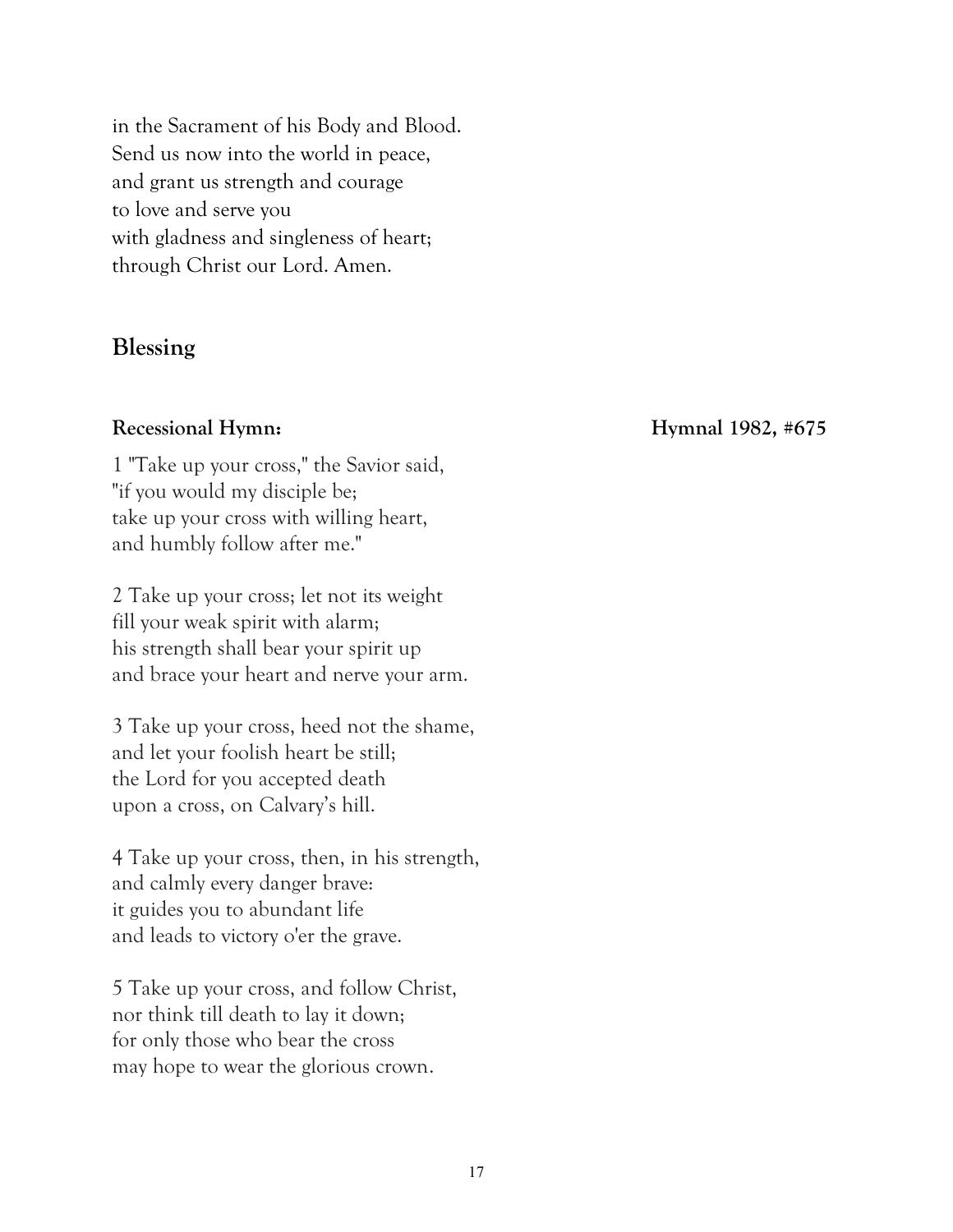in the Sacrament of his Body and Blood.
Send us now into the world in peace,
and grant us strength and courage
to love and serve you
with gladness and singleness of heart;
through Christ our Lord. Amen.

## Blessing

**Recessional Hymn:** **Hymnal 1982, #675**

1 "Take up your cross," the Savior said,
"if you would my disciple be;
take up your cross with willing heart,
and humbly follow after me."

2 Take up your cross; let not its weight
fill your weak spirit with alarm;
his strength shall bear your spirit up
and brace your heart and nerve your arm.

3 Take up your cross, heed not the shame,
and let your foolish heart be still;
the Lord for you accepted death
upon a cross, on Calvary's hill.

4 Take up your cross, then, in his strength,
and calmly every danger brave:
it guides you to abundant life
and leads to victory o'er the grave.

5 Take up your cross, and follow Christ,
nor think till death to lay it down;
for only those who bear the cross
may hope to wear the glorious crown.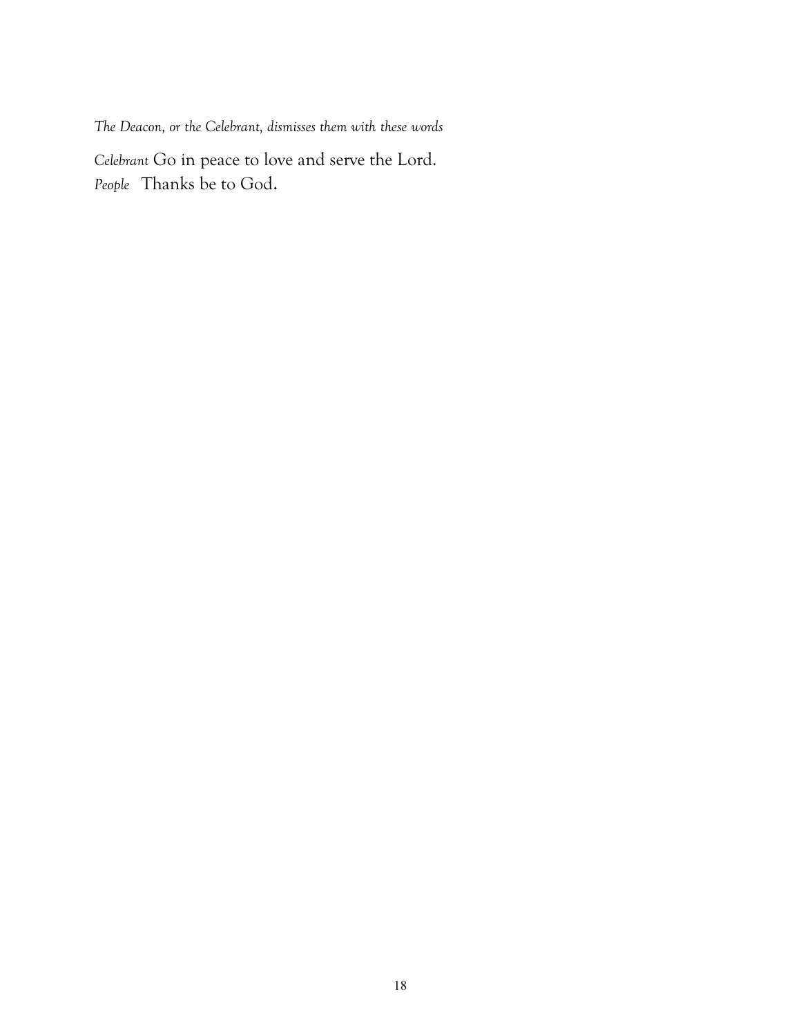*The Deacon, or the Celebrant, dismisses them with these words*

*Celebrant* Go in peace to love and serve the Lord.
*People* Thanks be to God.